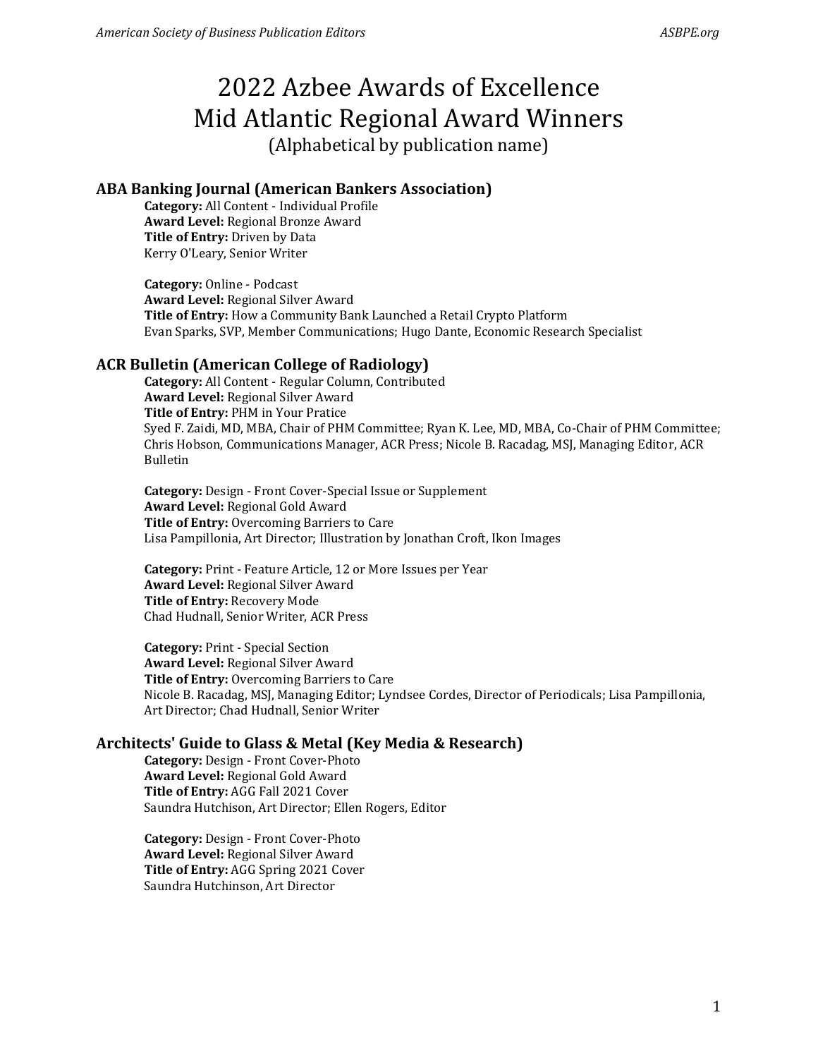# 2022 Azbee Awards of Excellence
# Mid Atlantic Regional Award Winners

(Alphabetical by publication name)

## ABA Banking Journal (American Bankers Association)

**Category:** All Content - Individual Profile
**Award Level:** Regional Bronze Award
**Title of Entry:** Driven by Data
Kerry O'Leary, Senior Writer

**Category:** Online - Podcast
**Award Level:** Regional Silver Award
**Title of Entry:** How a Community Bank Launched a Retail Crypto Platform
Evan Sparks, SVP, Member Communications; Hugo Dante, Economic Research Specialist

## ACR Bulletin (American College of Radiology)

**Category:** All Content - Regular Column, Contributed
**Award Level:** Regional Silver Award
**Title of Entry:** PHM in Your Pratice
Syed F. Zaidi, MD, MBA, Chair of PHM Committee; Ryan K. Lee, MD, MBA, Co-Chair of PHM Committee; Chris Hobson, Communications Manager, ACR Press; Nicole B. Racadag, MSJ, Managing Editor, ACR Bulletin

**Category:** Design - Front Cover-Special Issue or Supplement
**Award Level:** Regional Gold Award
**Title of Entry:** Overcoming Barriers to Care
Lisa Pampillonia, Art Director; Illustration by Jonathan Croft, Ikon Images

**Category:** Print - Feature Article, 12 or More Issues per Year
**Award Level:** Regional Silver Award
**Title of Entry:** Recovery Mode
Chad Hudnall, Senior Writer, ACR Press

**Category:** Print - Special Section
**Award Level:** Regional Silver Award
**Title of Entry:** Overcoming Barriers to Care
Nicole B. Racadag, MSJ, Managing Editor; Lyndsee Cordes, Director of Periodicals; Lisa Pampillonia, Art Director; Chad Hudnall, Senior Writer

## Architects' Guide to Glass & Metal (Key Media & Research)

**Category:** Design - Front Cover-Photo
**Award Level:** Regional Gold Award
**Title of Entry:** AGG Fall 2021 Cover
Saundra Hutchison, Art Director; Ellen Rogers, Editor

**Category:** Design - Front Cover-Photo
**Award Level:** Regional Silver Award
**Title of Entry:** AGG Spring 2021 Cover
Saundra Hutchinson, Art Director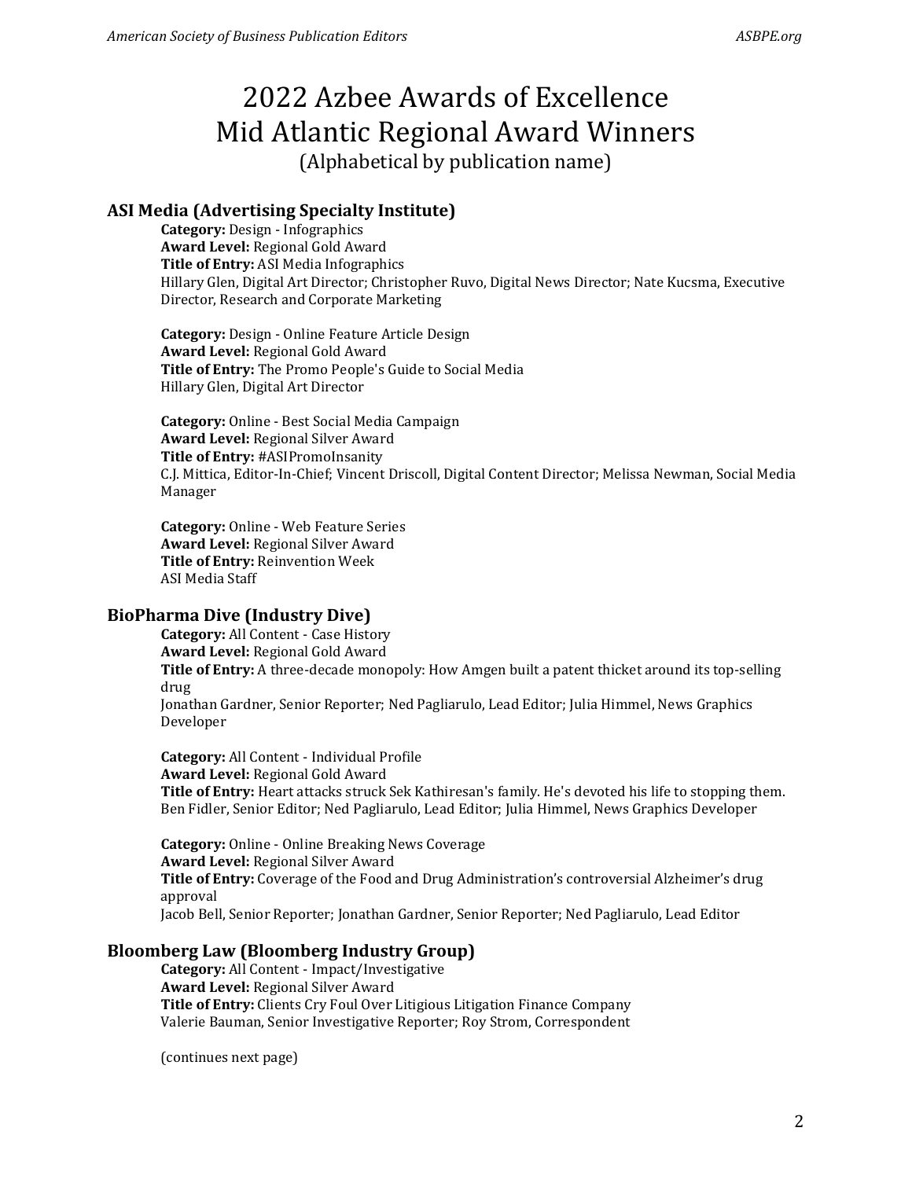# 2022 Azbee Awards of Excellence
# Mid Atlantic Regional Award Winners
(Alphabetical by publication name)

## ASI Media (Advertising Specialty Institute)

**Category:** Design - Infographics
**Award Level:** Regional Gold Award
**Title of Entry:** ASI Media Infographics
Hillary Glen, Digital Art Director; Christopher Ruvo, Digital News Director; Nate Kucsma, Executive Director, Research and Corporate Marketing

**Category:** Design - Online Feature Article Design
**Award Level:** Regional Gold Award
**Title of Entry:** The Promo People's Guide to Social Media
Hillary Glen, Digital Art Director

**Category:** Online - Best Social Media Campaign
**Award Level:** Regional Silver Award
**Title of Entry:** #ASIPromoInsanity
C.J. Mittica, Editor-In-Chief; Vincent Driscoll, Digital Content Director; Melissa Newman, Social Media Manager

**Category:** Online - Web Feature Series
**Award Level:** Regional Silver Award
**Title of Entry:** Reinvention Week
ASI Media Staff

## BioPharma Dive (Industry Dive)

**Category:** All Content - Case History
**Award Level:** Regional Gold Award
**Title of Entry:** A three-decade monopoly: How Amgen built a patent thicket around its top-selling drug
Jonathan Gardner, Senior Reporter; Ned Pagliarulo, Lead Editor; Julia Himmel, News Graphics Developer

**Category:** All Content - Individual Profile
**Award Level:** Regional Gold Award
**Title of Entry:** Heart attacks struck Sek Kathiresan's family. He's devoted his life to stopping them.
Ben Fidler, Senior Editor; Ned Pagliarulo, Lead Editor; Julia Himmel, News Graphics Developer

**Category:** Online - Online Breaking News Coverage
**Award Level:** Regional Silver Award
**Title of Entry:** Coverage of the Food and Drug Administration's controversial Alzheimer's drug approval
Jacob Bell, Senior Reporter; Jonathan Gardner, Senior Reporter; Ned Pagliarulo, Lead Editor

## Bloomberg Law (Bloomberg Industry Group)

**Category:** All Content - Impact/Investigative
**Award Level:** Regional Silver Award
**Title of Entry:** Clients Cry Foul Over Litigious Litigation Finance Company
Valerie Bauman, Senior Investigative Reporter; Roy Strom, Correspondent

(continues next page)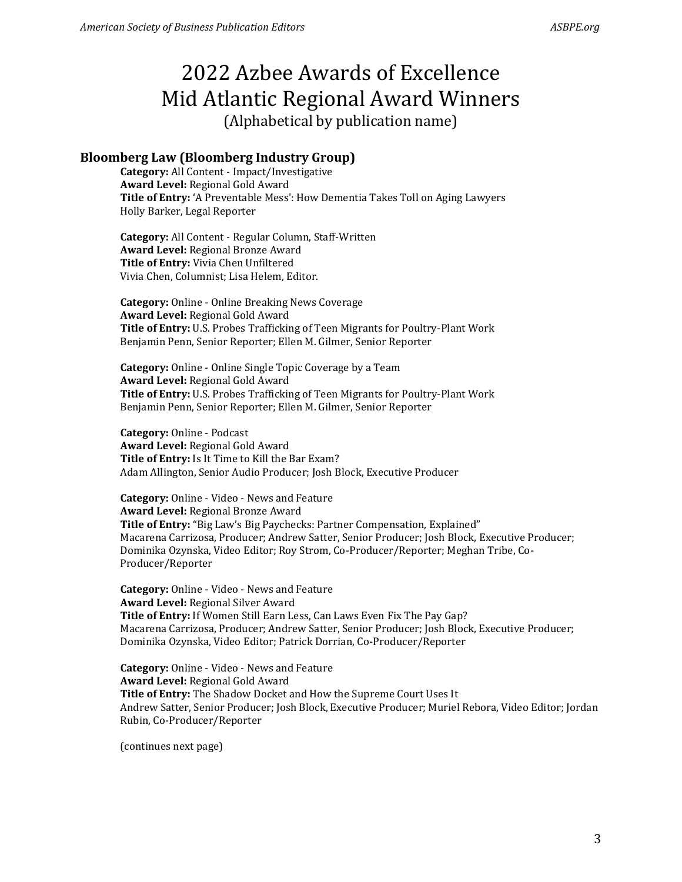# 2022 Azbee Awards of Excellence
# Mid Atlantic Regional Award Winners

(Alphabetical by publication name)

### Bloomberg Law (Bloomberg Industry Group)

**Category:** All Content - Impact/Investigative
**Award Level:** Regional Gold Award
**Title of Entry:** 'A Preventable Mess': How Dementia Takes Toll on Aging Lawyers
Holly Barker, Legal Reporter

**Category:** All Content - Regular Column, Staff-Written
**Award Level:** Regional Bronze Award
**Title of Entry:** Vivia Chen Unfiltered
Vivia Chen, Columnist; Lisa Helem, Editor.

**Category:** Online - Online Breaking News Coverage
**Award Level:** Regional Gold Award
**Title of Entry:** U.S. Probes Trafficking of Teen Migrants for Poultry-Plant Work
Benjamin Penn, Senior Reporter; Ellen M. Gilmer, Senior Reporter

**Category:** Online - Online Single Topic Coverage by a Team
**Award Level:** Regional Gold Award
**Title of Entry:** U.S. Probes Trafficking of Teen Migrants for Poultry-Plant Work
Benjamin Penn, Senior Reporter; Ellen M. Gilmer, Senior Reporter

**Category:** Online - Podcast
**Award Level:** Regional Gold Award
**Title of Entry:** Is It Time to Kill the Bar Exam?
Adam Allington, Senior Audio Producer; Josh Block, Executive Producer

**Category:** Online - Video - News and Feature
**Award Level:** Regional Bronze Award
**Title of Entry:** "Big Law's Big Paychecks: Partner Compensation, Explained"
Macarena Carrizosa, Producer; Andrew Satter, Senior Producer; Josh Block, Executive Producer; Dominika Ozynska, Video Editor; Roy Strom, Co-Producer/Reporter; Meghan Tribe, Co-Producer/Reporter

**Category:** Online - Video - News and Feature
**Award Level:** Regional Silver Award
**Title of Entry:** If Women Still Earn Less, Can Laws Even Fix The Pay Gap?
Macarena Carrizosa, Producer; Andrew Satter, Senior Producer; Josh Block, Executive Producer; Dominika Ozynska, Video Editor; Patrick Dorrian, Co-Producer/Reporter

**Category:** Online - Video - News and Feature
**Award Level:** Regional Gold Award
**Title of Entry:** The Shadow Docket and How the Supreme Court Uses It
Andrew Satter, Senior Producer; Josh Block, Executive Producer; Muriel Rebora, Video Editor; Jordan Rubin, Co-Producer/Reporter

(continues next page)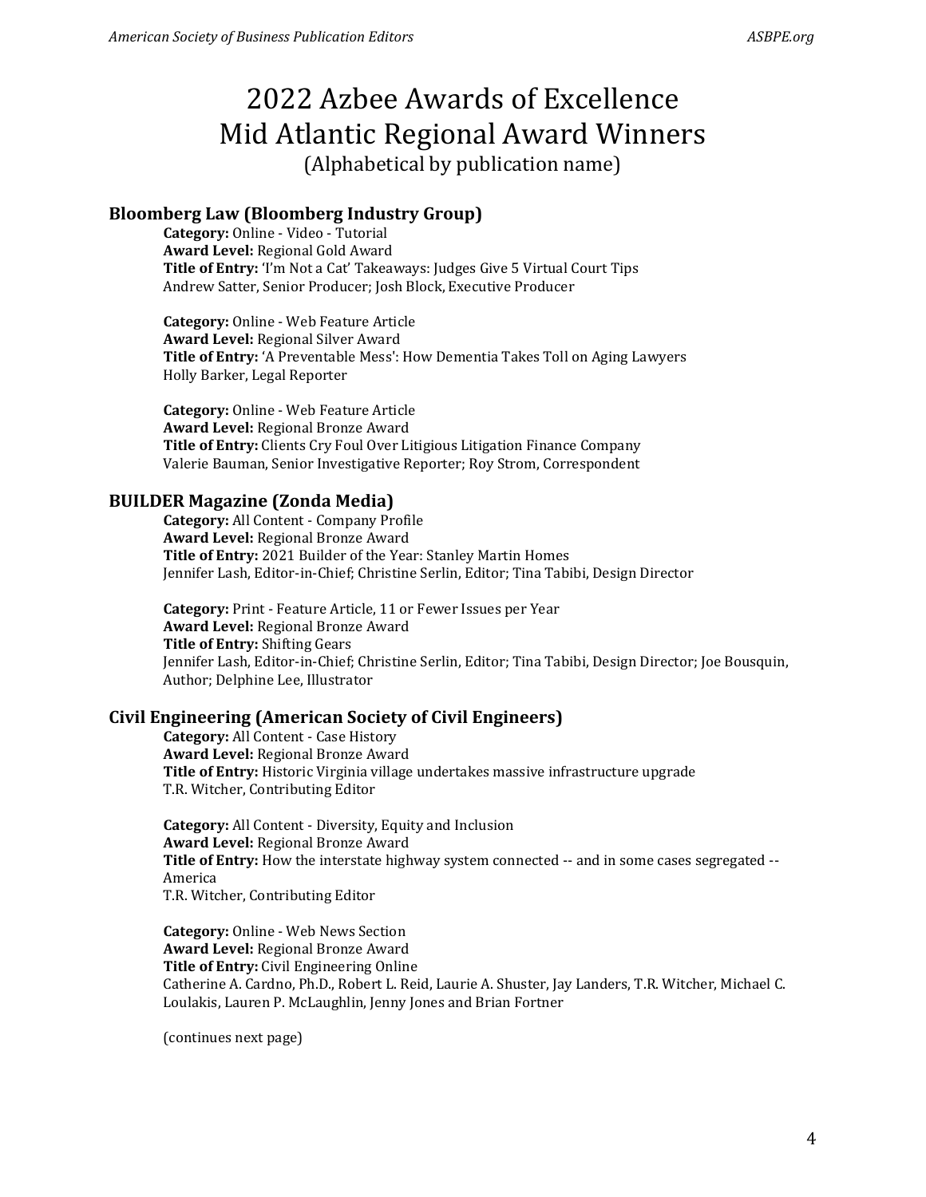# 2022 Azbee Awards of Excellence Mid Atlantic Regional Award Winners

(Alphabetical by publication name)

### Bloomberg Law (Bloomberg Industry Group)

**Category:** Online - Video - Tutorial
**Award Level:** Regional Gold Award
**Title of Entry:** 'I'm Not a Cat' Takeaways: Judges Give 5 Virtual Court Tips
Andrew Satter, Senior Producer; Josh Block, Executive Producer

**Category:** Online - Web Feature Article
**Award Level:** Regional Silver Award
**Title of Entry:** 'A Preventable Mess': How Dementia Takes Toll on Aging Lawyers
Holly Barker, Legal Reporter

**Category:** Online - Web Feature Article
**Award Level:** Regional Bronze Award
**Title of Entry:** Clients Cry Foul Over Litigious Litigation Finance Company
Valerie Bauman, Senior Investigative Reporter; Roy Strom, Correspondent

### BUILDER Magazine (Zonda Media)

**Category:** All Content - Company Profile
**Award Level:** Regional Bronze Award
**Title of Entry:** 2021 Builder of the Year: Stanley Martin Homes
Jennifer Lash, Editor-in-Chief; Christine Serlin, Editor; Tina Tabibi, Design Director

**Category:** Print - Feature Article, 11 or Fewer Issues per Year
**Award Level:** Regional Bronze Award
**Title of Entry:** Shifting Gears
Jennifer Lash, Editor-in-Chief; Christine Serlin, Editor; Tina Tabibi, Design Director; Joe Bousquin, Author; Delphine Lee, Illustrator

### Civil Engineering (American Society of Civil Engineers)

**Category:** All Content - Case History
**Award Level:** Regional Bronze Award
**Title of Entry:** Historic Virginia village undertakes massive infrastructure upgrade
T.R. Witcher, Contributing Editor

**Category:** All Content - Diversity, Equity and Inclusion
**Award Level:** Regional Bronze Award
**Title of Entry:** How the interstate highway system connected -- and in some cases segregated -- America
T.R. Witcher, Contributing Editor

**Category:** Online - Web News Section
**Award Level:** Regional Bronze Award
**Title of Entry:** Civil Engineering Online
Catherine A. Cardno, Ph.D., Robert L. Reid, Laurie A. Shuster, Jay Landers, T.R. Witcher, Michael C. Loulakis, Lauren P. McLaughlin, Jenny Jones and Brian Fortner

(continues next page)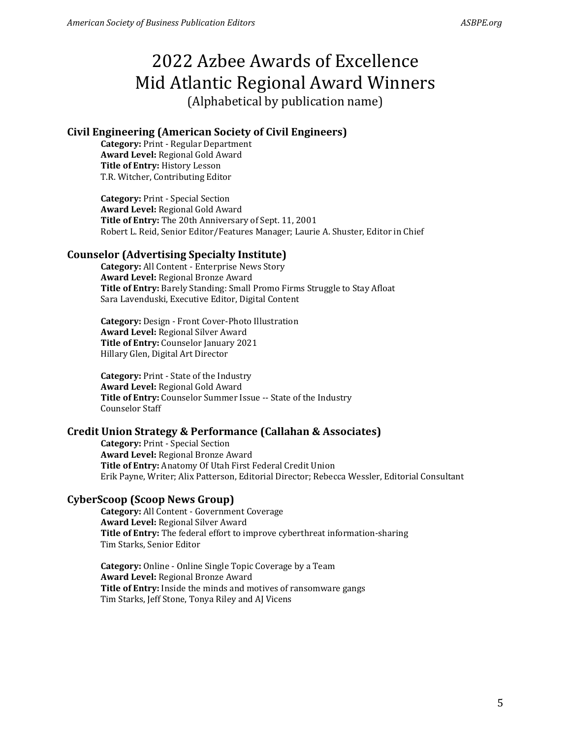# 2022 Azbee Awards of Excellence
# Mid Atlantic Regional Award Winners

(Alphabetical by publication name)

## Civil Engineering (American Society of Civil Engineers)

**Category:** Print - Regular Department
**Award Level:** Regional Gold Award
**Title of Entry:** History Lesson
T.R. Witcher, Contributing Editor

**Category:** Print - Special Section
**Award Level:** Regional Gold Award
**Title of Entry:** The 20th Anniversary of Sept. 11, 2001
Robert L. Reid, Senior Editor/Features Manager; Laurie A. Shuster, Editor in Chief

## Counselor (Advertising Specialty Institute)

**Category:** All Content - Enterprise News Story
**Award Level:** Regional Bronze Award
**Title of Entry:** Barely Standing: Small Promo Firms Struggle to Stay Afloat
Sara Lavenduski, Executive Editor, Digital Content

**Category:** Design - Front Cover-Photo Illustration
**Award Level:** Regional Silver Award
**Title of Entry:** Counselor January 2021
Hillary Glen, Digital Art Director

**Category:** Print - State of the Industry
**Award Level:** Regional Gold Award
**Title of Entry:** Counselor Summer Issue -- State of the Industry
Counselor Staff

## Credit Union Strategy & Performance (Callahan & Associates)

**Category:** Print - Special Section
**Award Level:** Regional Bronze Award
**Title of Entry:** Anatomy Of Utah First Federal Credit Union
Erik Payne, Writer; Alix Patterson, Editorial Director; Rebecca Wessler, Editorial Consultant

## CyberScoop (Scoop News Group)

**Category:** All Content - Government Coverage
**Award Level:** Regional Silver Award
**Title of Entry:** The federal effort to improve cyberthreat information-sharing
Tim Starks, Senior Editor

**Category:** Online - Online Single Topic Coverage by a Team
**Award Level:** Regional Bronze Award
**Title of Entry:** Inside the minds and motives of ransomware gangs
Tim Starks, Jeff Stone, Tonya Riley and AJ Vicens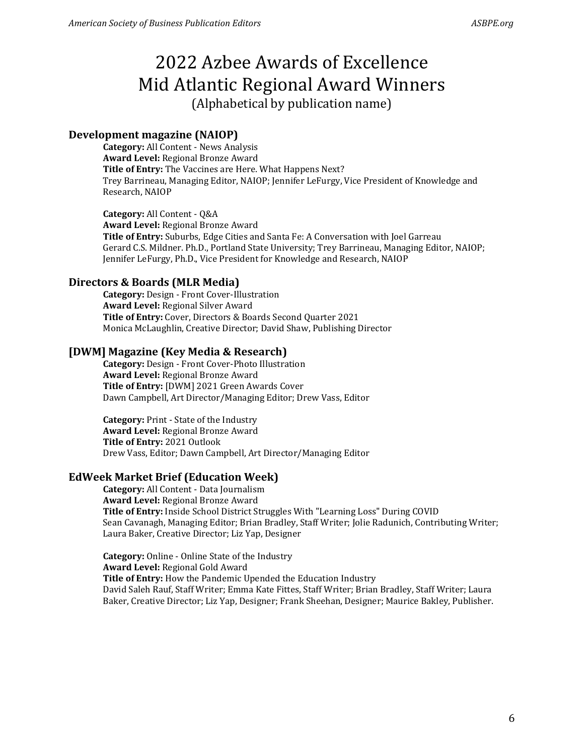# 2022 Azbee Awards of Excellence Mid Atlantic Regional Award Winners

(Alphabetical by publication name)

## Development magazine (NAIOP)

**Category:** All Content - News Analysis
**Award Level:** Regional Bronze Award
**Title of Entry:** The Vaccines are Here. What Happens Next?
Trey Barrineau, Managing Editor, NAIOP; Jennifer LeFurgy, Vice President of Knowledge and Research, NAIOP

**Category:** All Content - Q&A
**Award Level:** Regional Bronze Award
**Title of Entry:** Suburbs, Edge Cities and Santa Fe: A Conversation with Joel Garreau
Gerard C.S. Mildner. Ph.D., Portland State University; Trey Barrineau, Managing Editor, NAIOP; Jennifer LeFurgy, Ph.D., Vice President for Knowledge and Research, NAIOP

## Directors & Boards (MLR Media)

**Category:** Design - Front Cover-Illustration
**Award Level:** Regional Silver Award
**Title of Entry:** Cover, Directors & Boards Second Quarter 2021
Monica McLaughlin, Creative Director; David Shaw, Publishing Director

## [DWM] Magazine (Key Media & Research)

**Category:** Design - Front Cover-Photo Illustration
**Award Level:** Regional Bronze Award
**Title of Entry:** [DWM] 2021 Green Awards Cover
Dawn Campbell, Art Director/Managing Editor; Drew Vass, Editor

**Category:** Print - State of the Industry
**Award Level:** Regional Bronze Award
**Title of Entry:** 2021 Outlook
Drew Vass, Editor; Dawn Campbell, Art Director/Managing Editor

## EdWeek Market Brief (Education Week)

**Category:** All Content - Data Journalism
**Award Level:** Regional Bronze Award
**Title of Entry:** Inside School District Struggles With "Learning Loss" During COVID
Sean Cavanagh, Managing Editor; Brian Bradley, Staff Writer; Jolie Radunich, Contributing Writer; Laura Baker, Creative Director; Liz Yap, Designer

**Category:** Online - Online State of the Industry
**Award Level:** Regional Gold Award
**Title of Entry:** How the Pandemic Upended the Education Industry
David Saleh Rauf, Staff Writer; Emma Kate Fittes, Staff Writer; Brian Bradley, Staff Writer; Laura Baker, Creative Director; Liz Yap, Designer; Frank Sheehan, Designer; Maurice Bakley, Publisher.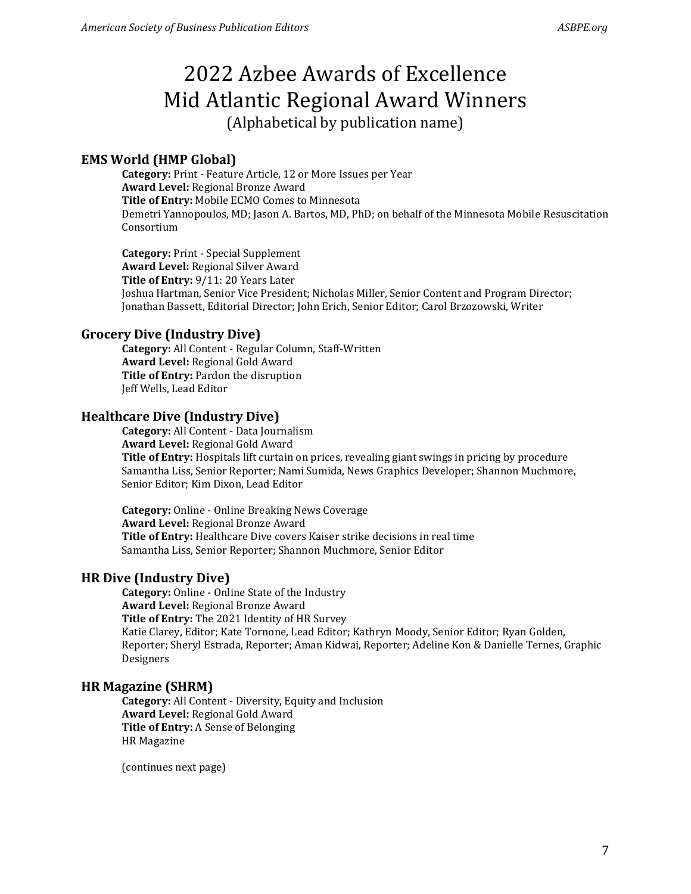# 2022 Azbee Awards of Excellence
# Mid Atlantic Regional Award Winners

(Alphabetical by publication name)

### EMS World (HMP Global)

**Category:** Print - Feature Article, 12 or More Issues per Year
**Award Level:** Regional Bronze Award
**Title of Entry:** Mobile ECMO Comes to Minnesota
Demetri Yannopoulos, MD; Jason A. Bartos, MD, PhD; on behalf of the Minnesota Mobile Resuscitation Consortium

**Category:** Print - Special Supplement
**Award Level:** Regional Silver Award
**Title of Entry:** 9/11: 20 Years Later
Joshua Hartman, Senior Vice President; Nicholas Miller, Senior Content and Program Director; Jonathan Bassett, Editorial Director; John Erich, Senior Editor; Carol Brzozowski, Writer

### Grocery Dive (Industry Dive)

**Category:** All Content - Regular Column, Staff-Written
**Award Level:** Regional Gold Award
**Title of Entry:** Pardon the disruption
Jeff Wells, Lead Editor

### Healthcare Dive (Industry Dive)

**Category:** All Content - Data Journalism
**Award Level:** Regional Gold Award
**Title of Entry:** Hospitals lift curtain on prices, revealing giant swings in pricing by procedure
Samantha Liss, Senior Reporter; Nami Sumida, News Graphics Developer; Shannon Muchmore, Senior Editor; Kim Dixon, Lead Editor

**Category:** Online - Online Breaking News Coverage
**Award Level:** Regional Bronze Award
**Title of Entry:** Healthcare Dive covers Kaiser strike decisions in real time
Samantha Liss, Senior Reporter; Shannon Muchmore, Senior Editor

### HR Dive (Industry Dive)

**Category:** Online - Online State of the Industry
**Award Level:** Regional Bronze Award
**Title of Entry:** The 2021 Identity of HR Survey
Katie Clarey, Editor; Kate Tornone, Lead Editor; Kathryn Moody, Senior Editor; Ryan Golden, Reporter; Sheryl Estrada, Reporter; Aman Kidwai, Reporter; Adeline Kon & Danielle Ternes, Graphic Designers

### HR Magazine (SHRM)

**Category:** All Content - Diversity, Equity and Inclusion
**Award Level:** Regional Gold Award
**Title of Entry:** A Sense of Belonging
HR Magazine

(continues next page)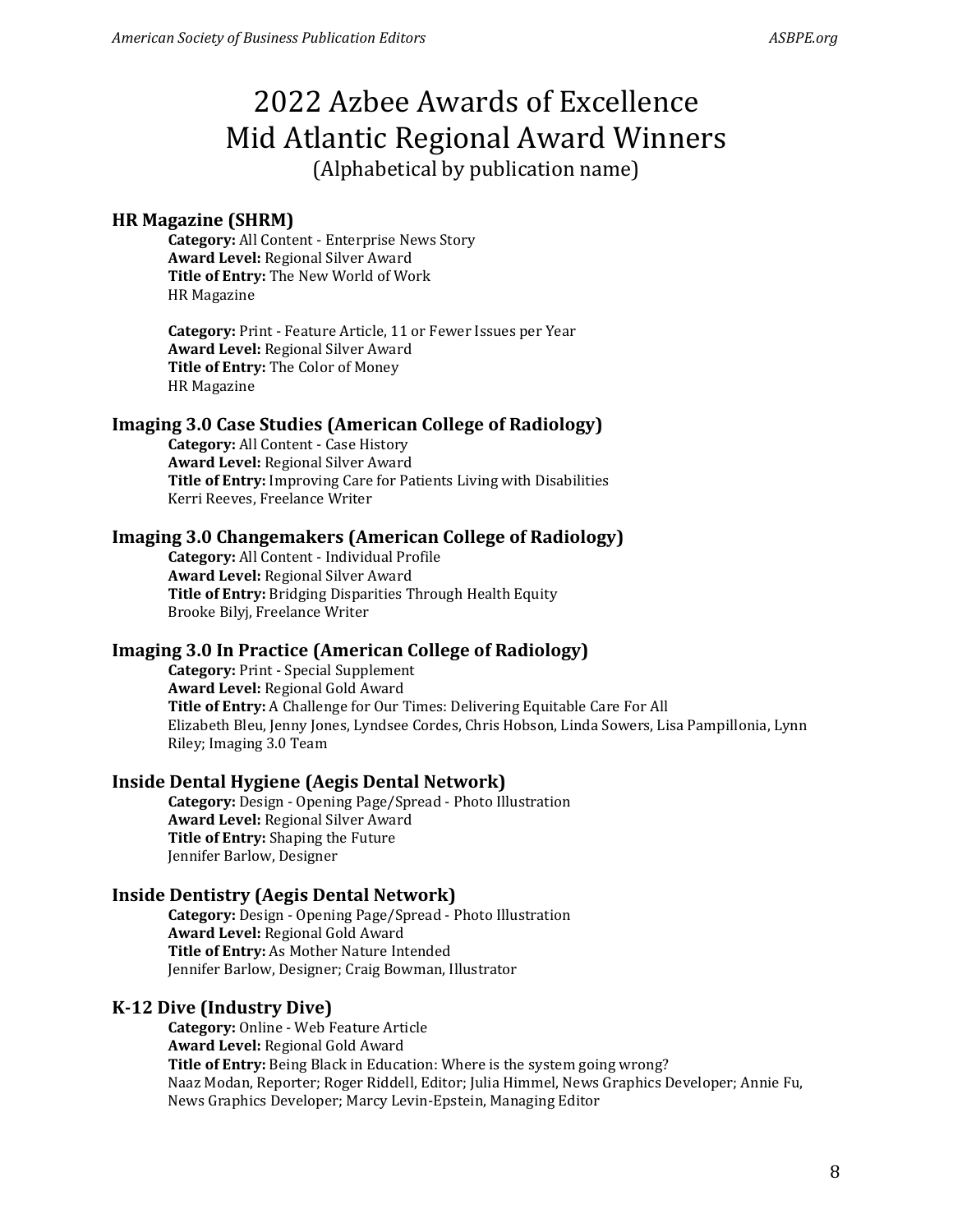# 2022 Azbee Awards of Excellence
# Mid Atlantic Regional Award Winners

(Alphabetical by publication name)

### HR Magazine (SHRM)

**Category:** All Content - Enterprise News Story
**Award Level:** Regional Silver Award
**Title of Entry:** The New World of Work
HR Magazine

**Category:** Print - Feature Article, 11 or Fewer Issues per Year
**Award Level:** Regional Silver Award
**Title of Entry:** The Color of Money
HR Magazine

### Imaging 3.0 Case Studies (American College of Radiology)

**Category:** All Content - Case History
**Award Level:** Regional Silver Award
**Title of Entry:** Improving Care for Patients Living with Disabilities
Kerri Reeves, Freelance Writer

### Imaging 3.0 Changemakers (American College of Radiology)

**Category:** All Content - Individual Profile
**Award Level:** Regional Silver Award
**Title of Entry:** Bridging Disparities Through Health Equity
Brooke Bilyj, Freelance Writer

### Imaging 3.0 In Practice (American College of Radiology)

**Category:** Print - Special Supplement
**Award Level:** Regional Gold Award
**Title of Entry:** A Challenge for Our Times: Delivering Equitable Care For All
Elizabeth Bleu, Jenny Jones, Lyndsee Cordes, Chris Hobson, Linda Sowers, Lisa Pampillonia, Lynn Riley; Imaging 3.0 Team

### Inside Dental Hygiene (Aegis Dental Network)

**Category:** Design - Opening Page/Spread - Photo Illustration
**Award Level:** Regional Silver Award
**Title of Entry:** Shaping the Future
Jennifer Barlow, Designer

### Inside Dentistry (Aegis Dental Network)

**Category:** Design - Opening Page/Spread - Photo Illustration
**Award Level:** Regional Gold Award
**Title of Entry:** As Mother Nature Intended
Jennifer Barlow, Designer; Craig Bowman, Illustrator

### K-12 Dive (Industry Dive)

**Category:** Online - Web Feature Article
**Award Level:** Regional Gold Award
**Title of Entry:** Being Black in Education: Where is the system going wrong?
Naaz Modan, Reporter; Roger Riddell, Editor; Julia Himmel, News Graphics Developer; Annie Fu, News Graphics Developer; Marcy Levin-Epstein, Managing Editor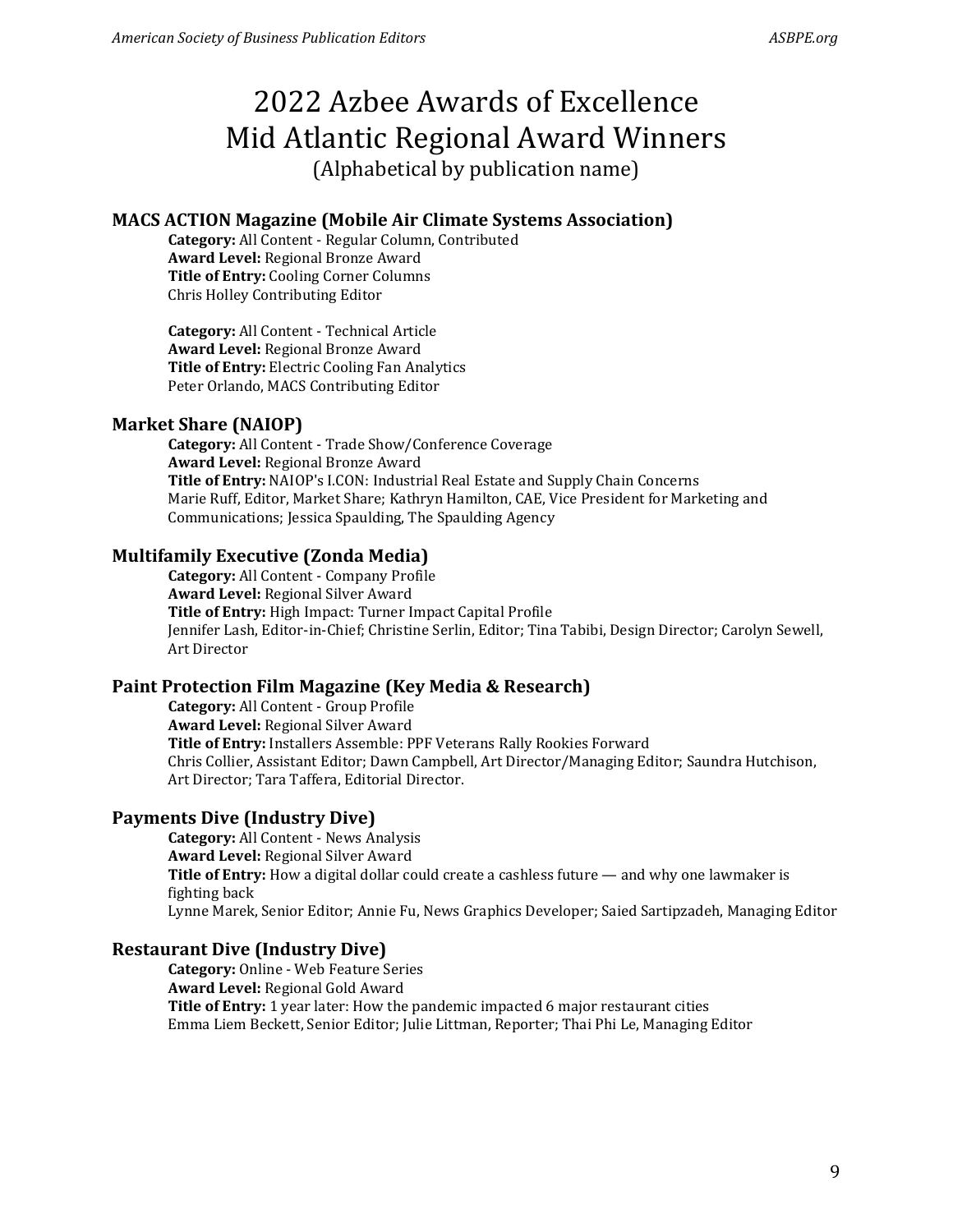# 2022 Azbee Awards of Excellence
# Mid Atlantic Regional Award Winners

(Alphabetical by publication name)

### MACS ACTION Magazine (Mobile Air Climate Systems Association)

**Category:** All Content - Regular Column, Contributed
**Award Level:** Regional Bronze Award
**Title of Entry:** Cooling Corner Columns
Chris Holley Contributing Editor

**Category:** All Content - Technical Article
**Award Level:** Regional Bronze Award
**Title of Entry:** Electric Cooling Fan Analytics
Peter Orlando, MACS Contributing Editor

### Market Share (NAIOP)

**Category:** All Content - Trade Show/Conference Coverage
**Award Level:** Regional Bronze Award
**Title of Entry:** NAIOP's I.CON: Industrial Real Estate and Supply Chain Concerns
Marie Ruff, Editor, Market Share; Kathryn Hamilton, CAE, Vice President for Marketing and Communications; Jessica Spaulding, The Spaulding Agency

### Multifamily Executive (Zonda Media)

**Category:** All Content - Company Profile
**Award Level:** Regional Silver Award
**Title of Entry:** High Impact: Turner Impact Capital Profile
Jennifer Lash, Editor-in-Chief; Christine Serlin, Editor; Tina Tabibi, Design Director; Carolyn Sewell, Art Director

### Paint Protection Film Magazine (Key Media & Research)

**Category:** All Content - Group Profile
**Award Level:** Regional Silver Award
**Title of Entry:** Installers Assemble: PPF Veterans Rally Rookies Forward
Chris Collier, Assistant Editor; Dawn Campbell, Art Director/Managing Editor; Saundra Hutchison, Art Director; Tara Taffera, Editorial Director.

### Payments Dive (Industry Dive)

**Category:** All Content - News Analysis
**Award Level:** Regional Silver Award
**Title of Entry:** How a digital dollar could create a cashless future — and why one lawmaker is fighting back
Lynne Marek, Senior Editor; Annie Fu, News Graphics Developer; Saied Sartipzadeh, Managing Editor

### Restaurant Dive (Industry Dive)

**Category:** Online - Web Feature Series
**Award Level:** Regional Gold Award
**Title of Entry:** 1 year later: How the pandemic impacted 6 major restaurant cities
Emma Liem Beckett, Senior Editor; Julie Littman, Reporter; Thai Phi Le, Managing Editor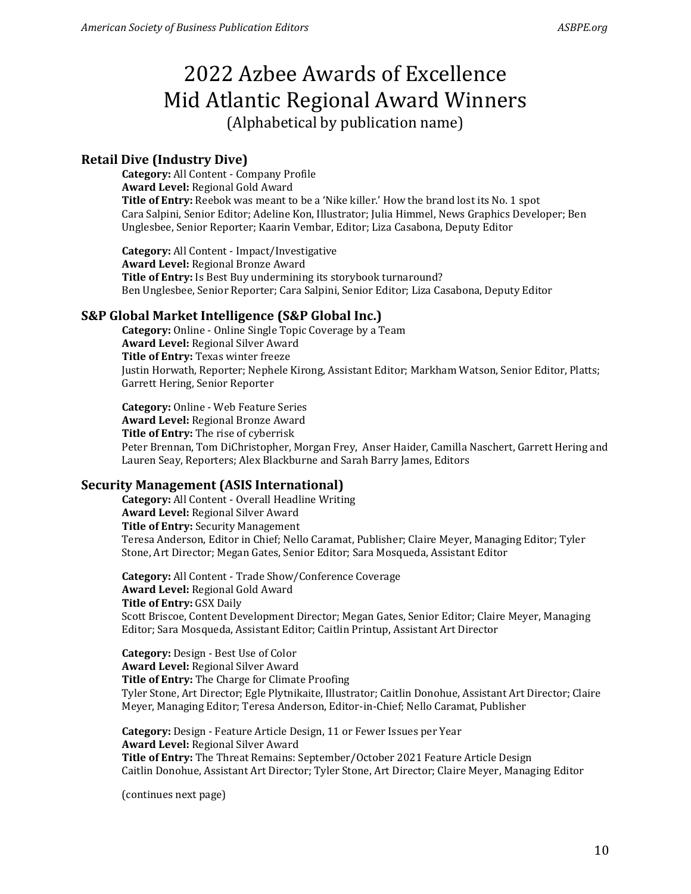# 2022 Azbee Awards of Excellence
# Mid Atlantic Regional Award Winners
(Alphabetical by publication name)

### Retail Dive (Industry Dive)

**Category:** All Content - Company Profile
**Award Level:** Regional Gold Award
**Title of Entry:** Reebok was meant to be a 'Nike killer.' How the brand lost its No. 1 spot
Cara Salpini, Senior Editor; Adeline Kon, Illustrator; Julia Himmel, News Graphics Developer; Ben Unglesbee, Senior Reporter; Kaarin Vembar, Editor; Liza Casabona, Deputy Editor

**Category:** All Content - Impact/Investigative
**Award Level:** Regional Bronze Award
**Title of Entry:** Is Best Buy undermining its storybook turnaround?
Ben Unglesbee, Senior Reporter; Cara Salpini, Senior Editor; Liza Casabona, Deputy Editor

### S&P Global Market Intelligence (S&P Global Inc.)

**Category:** Online - Online Single Topic Coverage by a Team
**Award Level:** Regional Silver Award
**Title of Entry:** Texas winter freeze
Justin Horwath, Reporter; Nephele Kirong, Assistant Editor; Markham Watson, Senior Editor, Platts; Garrett Hering, Senior Reporter

**Category:** Online - Web Feature Series
**Award Level:** Regional Bronze Award
**Title of Entry:** The rise of cyberrisk
Peter Brennan, Tom DiChristopher, Morgan Frey, Anser Haider, Camilla Naschert, Garrett Hering and Lauren Seay, Reporters; Alex Blackburne and Sarah Barry James, Editors

### Security Management (ASIS International)

**Category:** All Content - Overall Headline Writing
**Award Level:** Regional Silver Award
**Title of Entry:** Security Management
Teresa Anderson, Editor in Chief; Nello Caramat, Publisher; Claire Meyer, Managing Editor; Tyler Stone, Art Director; Megan Gates, Senior Editor; Sara Mosqueda, Assistant Editor

**Category:** All Content - Trade Show/Conference Coverage
**Award Level:** Regional Gold Award
**Title of Entry:** GSX Daily
Scott Briscoe, Content Development Director; Megan Gates, Senior Editor; Claire Meyer, Managing Editor; Sara Mosqueda, Assistant Editor; Caitlin Printup, Assistant Art Director

**Category:** Design - Best Use of Color
**Award Level:** Regional Silver Award
**Title of Entry:** The Charge for Climate Proofing
Tyler Stone, Art Director; Egle Plytnikaite, Illustrator; Caitlin Donohue, Assistant Art Director; Claire Meyer, Managing Editor; Teresa Anderson, Editor-in-Chief; Nello Caramat, Publisher

**Category:** Design - Feature Article Design, 11 or Fewer Issues per Year
**Award Level:** Regional Silver Award
**Title of Entry:** The Threat Remains: September/October 2021 Feature Article Design
Caitlin Donohue, Assistant Art Director; Tyler Stone, Art Director; Claire Meyer, Managing Editor

(continues next page)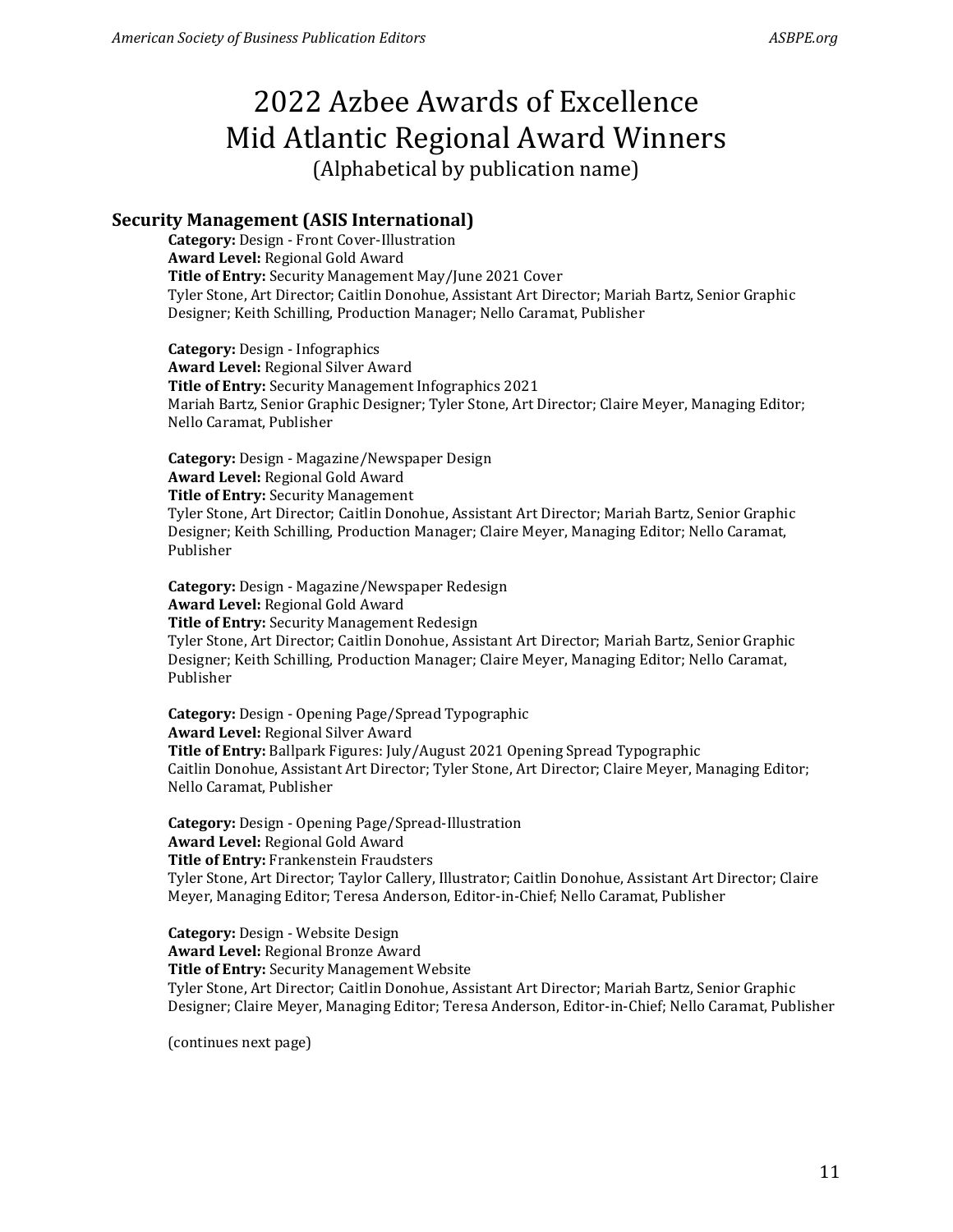# 2022 Azbee Awards of Excellence
# Mid Atlantic Regional Award Winners

(Alphabetical by publication name)

### Security Management (ASIS International)

**Category:** Design - Front Cover-Illustration
**Award Level:** Regional Gold Award
**Title of Entry:** Security Management May/June 2021 Cover
Tyler Stone, Art Director; Caitlin Donohue, Assistant Art Director; Mariah Bartz, Senior Graphic Designer; Keith Schilling, Production Manager; Nello Caramat, Publisher

**Category:** Design - Infographics
**Award Level:** Regional Silver Award
**Title of Entry:** Security Management Infographics 2021
Mariah Bartz, Senior Graphic Designer; Tyler Stone, Art Director; Claire Meyer, Managing Editor; Nello Caramat, Publisher

**Category:** Design - Magazine/Newspaper Design
**Award Level:** Regional Gold Award
**Title of Entry:** Security Management
Tyler Stone, Art Director; Caitlin Donohue, Assistant Art Director; Mariah Bartz, Senior Graphic Designer; Keith Schilling, Production Manager; Claire Meyer, Managing Editor; Nello Caramat, Publisher

**Category:** Design - Magazine/Newspaper Redesign
**Award Level:** Regional Gold Award
**Title of Entry:** Security Management Redesign
Tyler Stone, Art Director; Caitlin Donohue, Assistant Art Director; Mariah Bartz, Senior Graphic Designer; Keith Schilling, Production Manager; Claire Meyer, Managing Editor; Nello Caramat, Publisher

**Category:** Design - Opening Page/Spread Typographic
**Award Level:** Regional Silver Award
**Title of Entry:** Ballpark Figures: July/August 2021 Opening Spread Typographic
Caitlin Donohue, Assistant Art Director; Tyler Stone, Art Director; Claire Meyer, Managing Editor; Nello Caramat, Publisher

**Category:** Design - Opening Page/Spread-Illustration
**Award Level:** Regional Gold Award
**Title of Entry:** Frankenstein Fraudsters
Tyler Stone, Art Director; Taylor Callery, Illustrator; Caitlin Donohue, Assistant Art Director; Claire Meyer, Managing Editor; Teresa Anderson, Editor-in-Chief; Nello Caramat, Publisher

**Category:** Design - Website Design
**Award Level:** Regional Bronze Award
**Title of Entry:** Security Management Website
Tyler Stone, Art Director; Caitlin Donohue, Assistant Art Director; Mariah Bartz, Senior Graphic Designer; Claire Meyer, Managing Editor; Teresa Anderson, Editor-in-Chief; Nello Caramat, Publisher

(continues next page)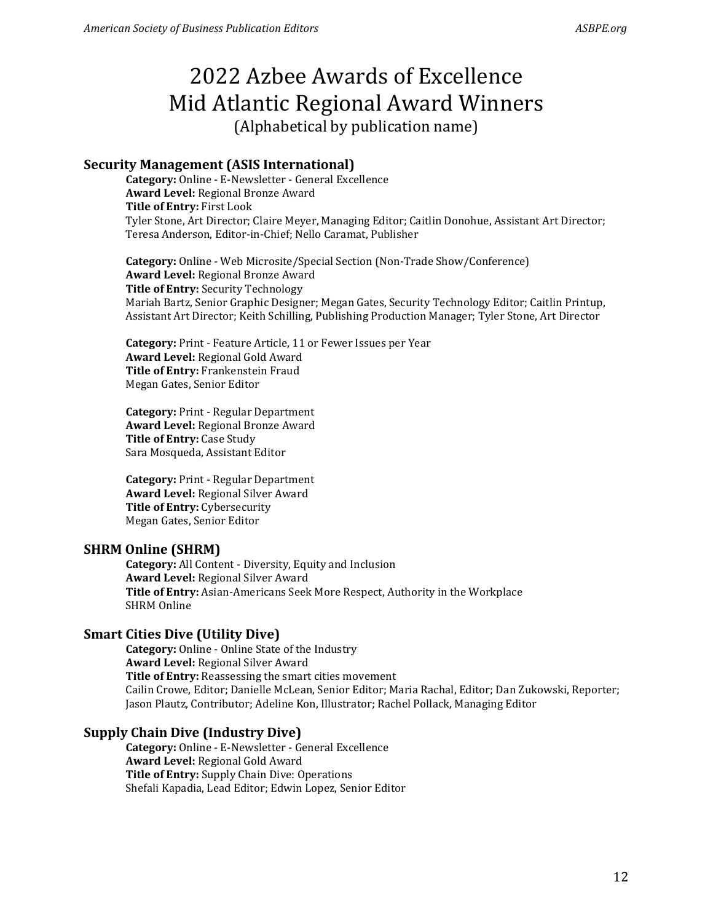# 2022 Azbee Awards of Excellence
# Mid Atlantic Regional Award Winners

(Alphabetical by publication name)

### Security Management (ASIS International)

**Category:** Online - E-Newsletter - General Excellence
**Award Level:** Regional Bronze Award
**Title of Entry:** First Look
Tyler Stone, Art Director; Claire Meyer, Managing Editor; Caitlin Donohue, Assistant Art Director; Teresa Anderson, Editor-in-Chief; Nello Caramat, Publisher

**Category:** Online - Web Microsite/Special Section (Non-Trade Show/Conference)
**Award Level:** Regional Bronze Award
**Title of Entry:** Security Technology
Mariah Bartz, Senior Graphic Designer; Megan Gates, Security Technology Editor; Caitlin Printup, Assistant Art Director; Keith Schilling, Publishing Production Manager; Tyler Stone, Art Director

**Category:** Print - Feature Article, 11 or Fewer Issues per Year
**Award Level:** Regional Gold Award
**Title of Entry:** Frankenstein Fraud
Megan Gates, Senior Editor

**Category:** Print - Regular Department
**Award Level:** Regional Bronze Award
**Title of Entry:** Case Study
Sara Mosqueda, Assistant Editor

**Category:** Print - Regular Department
**Award Level:** Regional Silver Award
**Title of Entry:** Cybersecurity
Megan Gates, Senior Editor

### SHRM Online (SHRM)

**Category:** All Content - Diversity, Equity and Inclusion
**Award Level:** Regional Silver Award
**Title of Entry:** Asian-Americans Seek More Respect, Authority in the Workplace
SHRM Online

### Smart Cities Dive (Utility Dive)

**Category:** Online - Online State of the Industry
**Award Level:** Regional Silver Award
**Title of Entry:** Reassessing the smart cities movement
Cailin Crowe, Editor; Danielle McLean, Senior Editor; Maria Rachal, Editor; Dan Zukowski, Reporter; Jason Plautz, Contributor; Adeline Kon, Illustrator; Rachel Pollack, Managing Editor

### Supply Chain Dive (Industry Dive)

**Category:** Online - E-Newsletter - General Excellence
**Award Level:** Regional Gold Award
**Title of Entry:** Supply Chain Dive: Operations
Shefali Kapadia, Lead Editor; Edwin Lopez, Senior Editor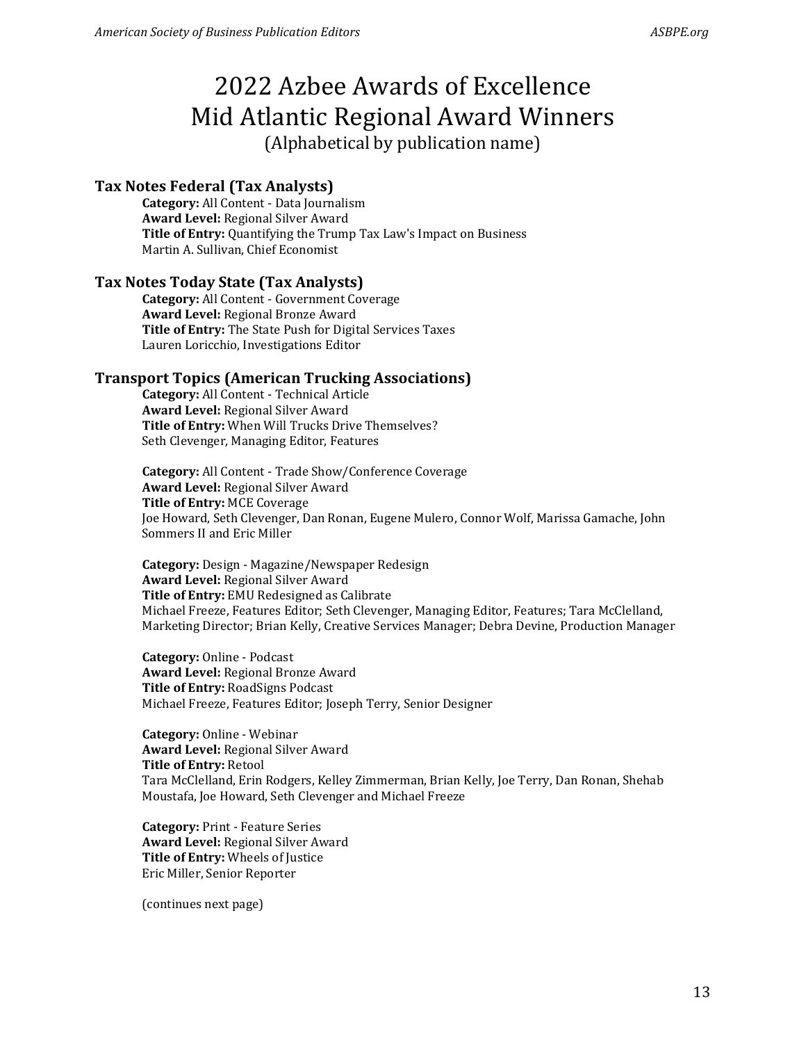# 2022 Azbee Awards of Excellence
# Mid Atlantic Regional Award Winners
(Alphabetical by publication name)

### Tax Notes Federal (Tax Analysts)

**Category:** All Content - Data Journalism
**Award Level:** Regional Silver Award
**Title of Entry:** Quantifying the Trump Tax Law's Impact on Business
Martin A. Sullivan, Chief Economist

### Tax Notes Today State (Tax Analysts)

**Category:** All Content - Government Coverage
**Award Level:** Regional Bronze Award
**Title of Entry:** The State Push for Digital Services Taxes
Lauren Loricchio, Investigations Editor

### Transport Topics (American Trucking Associations)

**Category:** All Content - Technical Article
**Award Level:** Regional Silver Award
**Title of Entry:** When Will Trucks Drive Themselves?
Seth Clevenger, Managing Editor, Features

**Category:** All Content - Trade Show/Conference Coverage
**Award Level:** Regional Silver Award
**Title of Entry:** MCE Coverage
Joe Howard, Seth Clevenger, Dan Ronan, Eugene Mulero, Connor Wolf, Marissa Gamache, John Sommers II and Eric Miller

**Category:** Design - Magazine/Newspaper Redesign
**Award Level:** Regional Silver Award
**Title of Entry:** EMU Redesigned as Calibrate
Michael Freeze, Features Editor; Seth Clevenger, Managing Editor, Features; Tara McClelland, Marketing Director; Brian Kelly, Creative Services Manager; Debra Devine, Production Manager

**Category:** Online - Podcast
**Award Level:** Regional Bronze Award
**Title of Entry:** RoadSigns Podcast
Michael Freeze, Features Editor; Joseph Terry, Senior Designer

**Category:** Online - Webinar
**Award Level:** Regional Silver Award
**Title of Entry:** Retool
Tara McClelland, Erin Rodgers, Kelley Zimmerman, Brian Kelly, Joe Terry, Dan Ronan, Shehab Moustafa, Joe Howard, Seth Clevenger and Michael Freeze

**Category:** Print - Feature Series
**Award Level:** Regional Silver Award
**Title of Entry:** Wheels of Justice
Eric Miller, Senior Reporter

(continues next page)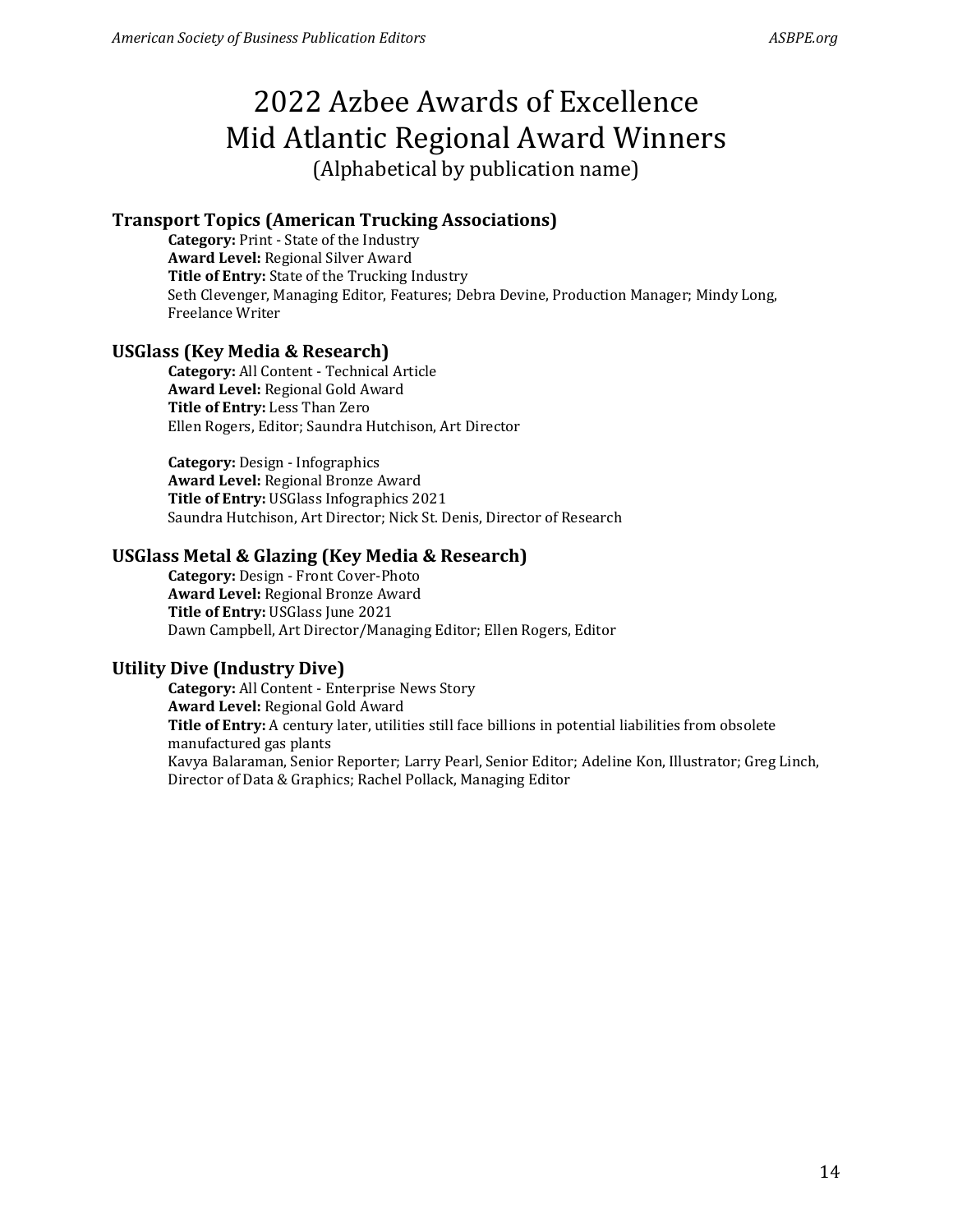# 2022 Azbee Awards of Excellence
# Mid Atlantic Regional Award Winners
(Alphabetical by publication name)

### Transport Topics (American Trucking Associations)

**Category:** Print - State of the Industry
**Award Level:** Regional Silver Award
**Title of Entry:** State of the Trucking Industry
Seth Clevenger, Managing Editor, Features; Debra Devine, Production Manager; Mindy Long, Freelance Writer

### USGlass (Key Media & Research)

**Category:** All Content - Technical Article
**Award Level:** Regional Gold Award
**Title of Entry:** Less Than Zero
Ellen Rogers, Editor; Saundra Hutchison, Art Director

**Category:** Design - Infographics
**Award Level:** Regional Bronze Award
**Title of Entry:** USGlass Infographics 2021
Saundra Hutchison, Art Director; Nick St. Denis, Director of Research

### USGlass Metal & Glazing (Key Media & Research)

**Category:** Design - Front Cover-Photo
**Award Level:** Regional Bronze Award
**Title of Entry:** USGlass June 2021
Dawn Campbell, Art Director/Managing Editor; Ellen Rogers, Editor

### Utility Dive (Industry Dive)

**Category:** All Content - Enterprise News Story
**Award Level:** Regional Gold Award
**Title of Entry:** A century later, utilities still face billions in potential liabilities from obsolete manufactured gas plants
Kavya Balaraman, Senior Reporter; Larry Pearl, Senior Editor; Adeline Kon, Illustrator; Greg Linch, Director of Data & Graphics; Rachel Pollack, Managing Editor